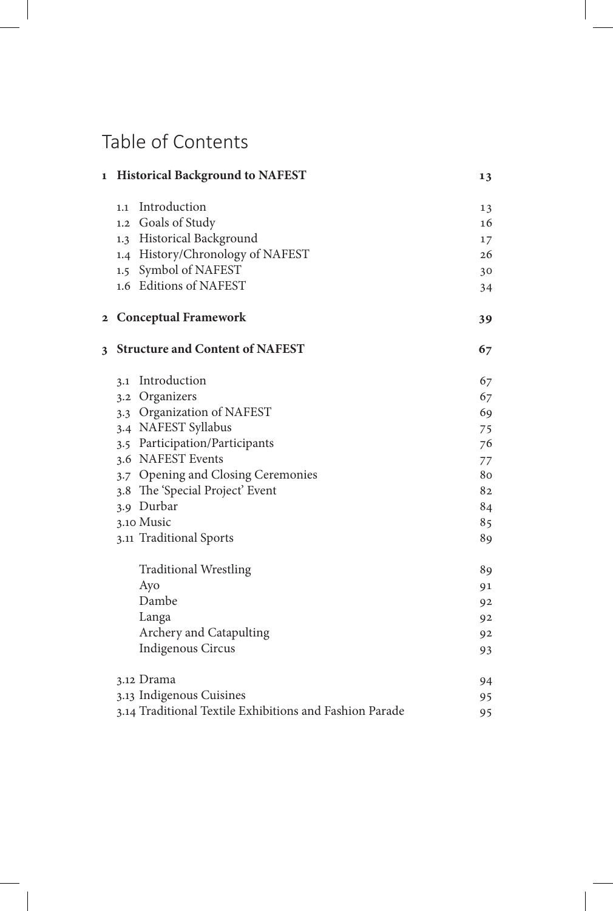# Table of Contents

| | | |
|---|---|---|
| **1** | **Historical Background to NAFEST** | **13** |
| | 1.1 Introduction | 13 |
| | 1.2 Goals of Study | 16 |
| | 1.3 Historical Background | 17 |
| | 1.4 History/Chronology of NAFEST | 26 |
| | 1.5 Symbol of NAFEST | 30 |
| | 1.6 Editions of NAFEST | 34 |
| **2** | **Conceptual Framework** | **39** |
| **3** | **Structure and Content of NAFEST** | **67** |
| | 3.1 Introduction | 67 |
| | 3.2 Organizers | 67 |
| | 3.3 Organization of NAFEST | 69 |
| | 3.4 NAFEST Syllabus | 75 |
| | 3.5 Participation/Participants | 76 |
| | 3.6 NAFEST Events | 77 |
| | 3.7 Opening and Closing Ceremonies | 80 |
| | 3.8 The 'Special Project' Event | 82 |
| | 3.9 Durbar | 84 |
| | 3.10 Music | 85 |
| | 3.11 Traditional Sports | 89 |
| | Traditional Wrestling | 89 |
| | Ayo | 91 |
| | Dambe | 92 |
| | Langa | 92 |
| | Archery and Catapulting | 92 |
| | Indigenous Circus | 93 |
| | 3.12 Drama | 94 |
| | 3.13 Indigenous Cuisines | 95 |
| | 3.14 Traditional Textile Exhibitions and Fashion Parade | 95 |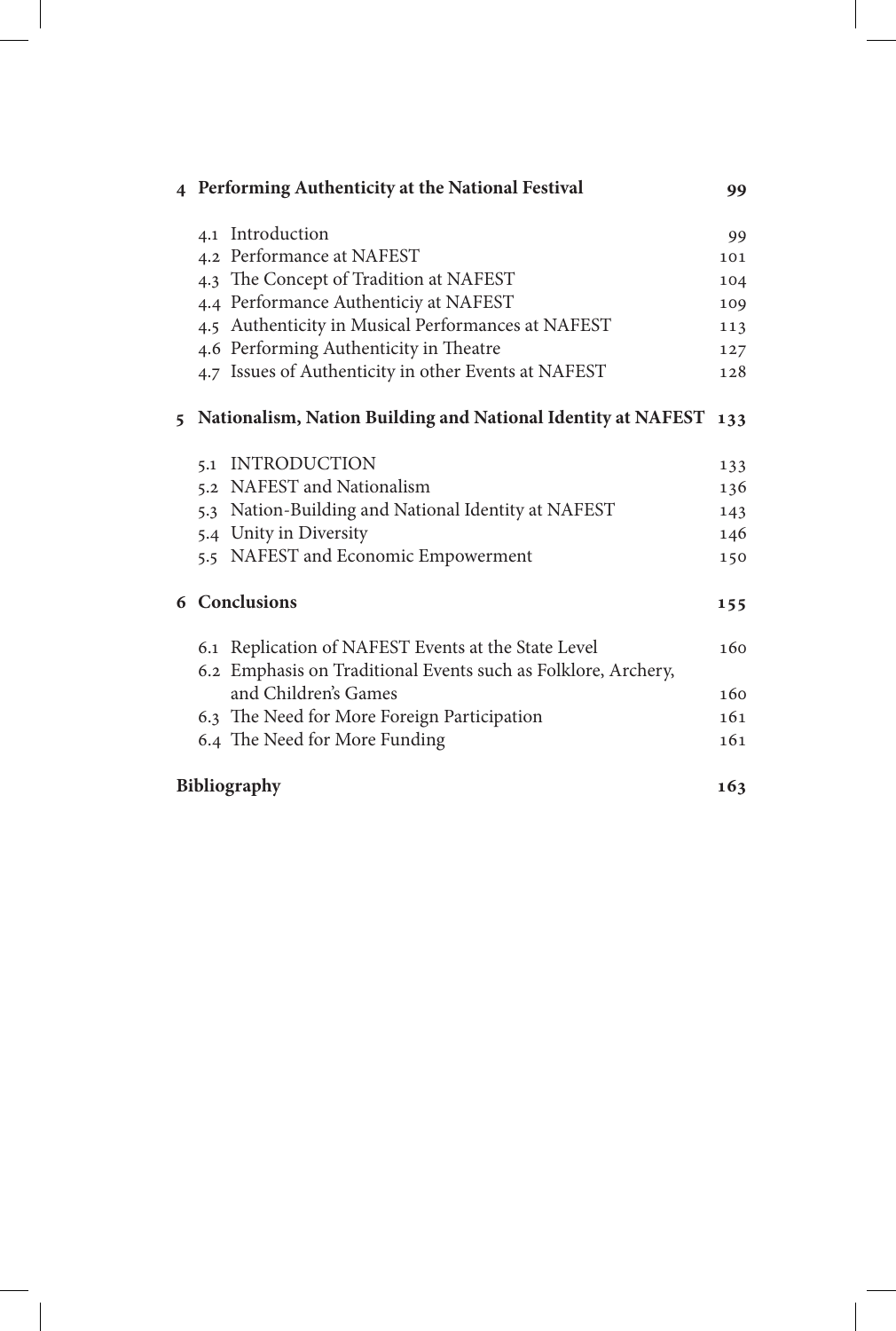**4 Performing Authenticity at the National Festival** 99

- 4.1 Introduction 99
- 4.2 Performance at NAFEST 101
- 4.3 The Concept of Tradition at NAFEST 104
- 4.4 Performance Authenticiy at NAFEST 109
- 4.5 Authenticity in Musical Performances at NAFEST 113
- 4.6 Performing Authenticity in Theatre 127
- 4.7 Issues of Authenticity in other Events at NAFEST 128

**5 Nationalism, Nation Building and National Identity at NAFEST** 133

- 5.1 INTRODUCTION 133
- 5.2 NAFEST and Nationalism 136
- 5.3 Nation-Building and National Identity at NAFEST 143
- 5.4 Unity in Diversity 146
- 5.5 NAFEST and Economic Empowerment 150

**6 Conclusions** 155

- 6.1 Replication of NAFEST Events at the State Level 160
- 6.2 Emphasis on Traditional Events such as Folklore, Archery, and Children's Games 160
- 6.3 The Need for More Foreign Participation 161
- 6.4 The Need for More Funding 161

**Bibliography** 163